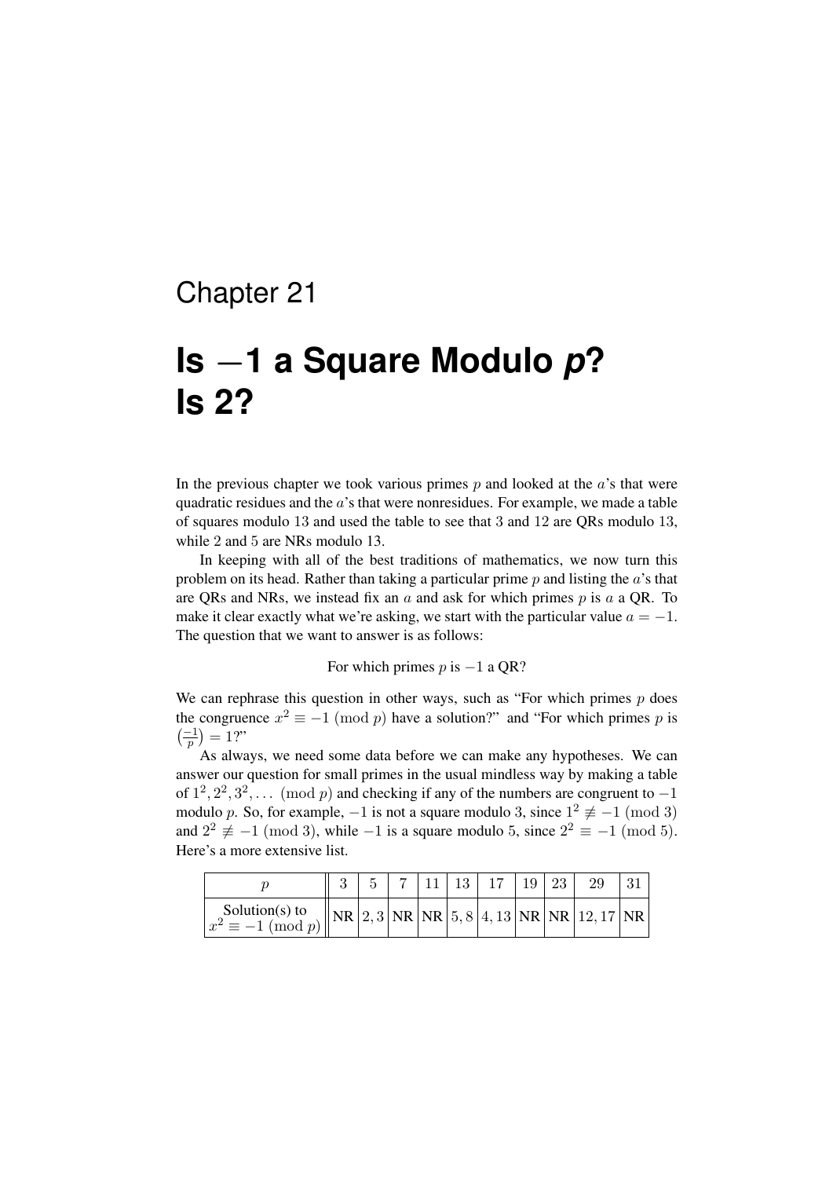Chapter 21

# Is $-1$ a Square Modulo $p$? Is 2?

In the previous chapter we took various primes $p$ and looked at the $a$'s that were quadratic residues and the $a$'s that were nonresidues. For example, we made a table of squares modulo 13 and used the table to see that 3 and 12 are QRs modulo 13, while 2 and 5 are NRs modulo 13.

In keeping with all of the best traditions of mathematics, we now turn this problem on its head. Rather than taking a particular prime $p$ and listing the $a$'s that are QRs and NRs, we instead fix an $a$ and ask for which primes $p$ is $a$ a QR. To make it clear exactly what we're asking, we start with the particular value $a = -1$. The question that we want to answer is as follows:

For which primes $p$ is $-1$ a QR?

We can rephrase this question in other ways, such as "For which primes $p$ does the congruence $x^2 \equiv -1 \pmod{p}$ have a solution?" and "For which primes $p$ is $\left(\frac{-1}{p}\right) = 1$?"

As always, we need some data before we can make any hypotheses. We can answer our question for small primes in the usual mindless way by making a table of $1^2, 2^2, 3^2, \ldots \pmod{p}$ and checking if any of the numbers are congruent to $-1$ modulo $p$. So, for example, $-1$ is not a square modulo 3, since $1^2 \not\equiv -1 \pmod{3}$ and $2^2 \not\equiv -1 \pmod{3}$, while $-1$ is a square modulo 5, since $2^2 \equiv -1 \pmod{5}$. Here's a more extensive list.

| $p$ | 3 | 5 | 7 | 11 | 13 | 17 | 19 | 23 | 29 | 31 |
|---|---|---|---|---|---|---|---|---|---|---|
| Solution(s) to $x^2 \equiv -1 \pmod{p}$ | NR | $2, 3$ | NR | NR | $5, 8$ | $4, 13$ | NR | NR | $12, 17$ | NR |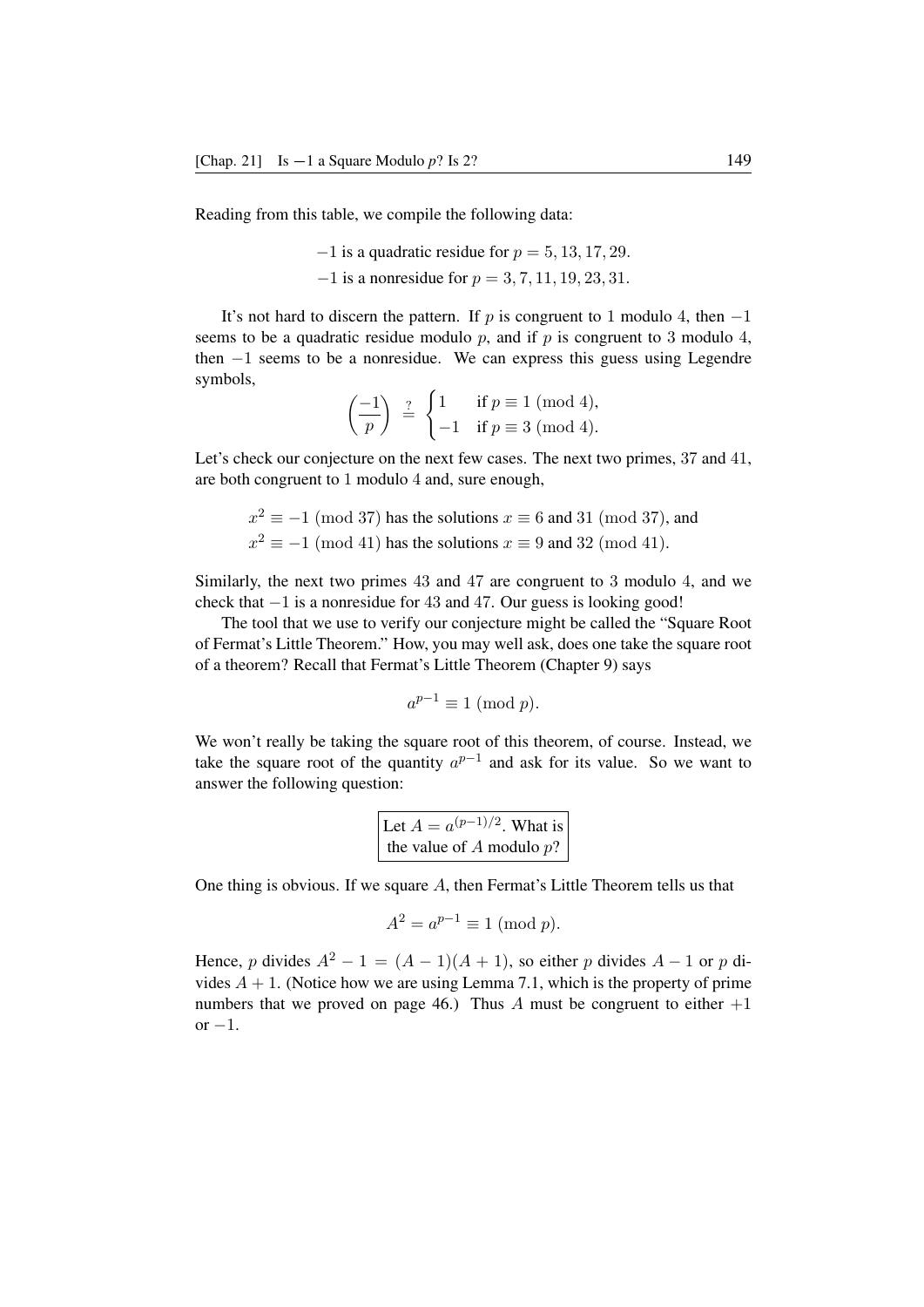Reading from this table, we compile the following data:

$$-1 \text{ is a quadratic residue for } p = 5, 13, 17, 29.$$
$$-1 \text{ is a nonresidue for } p = 3, 7, 11, 19, 23, 31.$$

It's not hard to discern the pattern. If $p$ is congruent to $1$ modulo $4$, then $-1$ seems to be a quadratic residue modulo $p$, and if $p$ is congruent to $3$ modulo $4$, then $-1$ seems to be a nonresidue. We can express this guess using Legendre symbols,

$$\left(\frac{-1}{p}\right) \stackrel{?}{=} \begin{cases} 1 & \text{if } p \equiv 1 \pmod{4}, \\ -1 & \text{if } p \equiv 3 \pmod{4}. \end{cases}$$

Let's check our conjecture on the next few cases. The next two primes, $37$ and $41$, are both congruent to $1$ modulo $4$ and, sure enough,

$x^2 \equiv -1 \pmod{37}$ has the solutions $x \equiv 6$ and $31 \pmod{37}$, and
$x^2 \equiv -1 \pmod{41}$ has the solutions $x \equiv 9$ and $32 \pmod{41}$.

Similarly, the next two primes $43$ and $47$ are congruent to $3$ modulo $4$, and we check that $-1$ is a nonresidue for $43$ and $47$. Our guess is looking good!

The tool that we use to verify our conjecture might be called the "Square Root of Fermat's Little Theorem." How, you may well ask, does one take the square root of a theorem? Recall that Fermat's Little Theorem (Chapter 9) says

$$a^{p-1} \equiv 1 \pmod{p}.$$

We won't really be taking the square root of this theorem, of course. Instead, we take the square root of the quantity $a^{p-1}$ and ask for its value. So we want to answer the following question:

> Let $A = a^{(p-1)/2}$. What is the value of $A$ modulo $p$?

One thing is obvious. If we square $A$, then Fermat's Little Theorem tells us that

$$A^2 = a^{p-1} \equiv 1 \pmod{p}.$$

Hence, $p$ divides $A^2 - 1 = (A-1)(A+1)$, so either $p$ divides $A - 1$ or $p$ divides $A + 1$. (Notice how we are using Lemma 7.1, which is the property of prime numbers that we proved on page 46.) Thus $A$ must be congruent to either $+1$ or $-1$.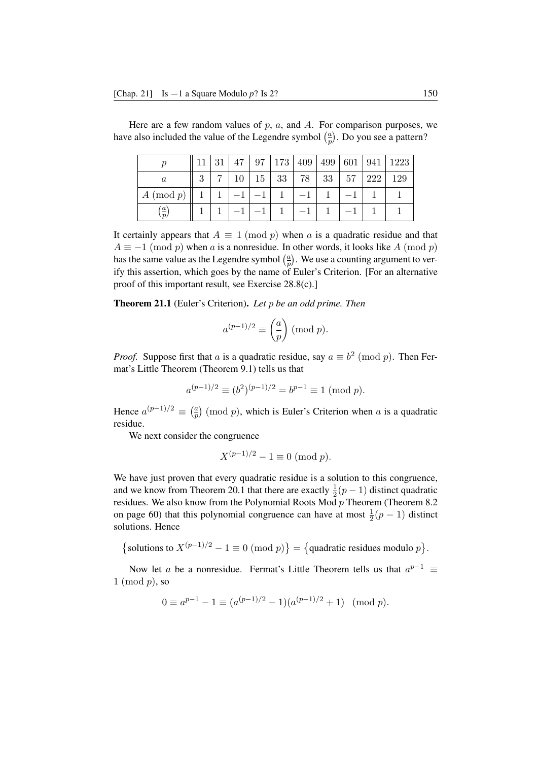Here are a few random values of $p$, $a$, and $A$. For comparison purposes, we have also included the value of the Legendre symbol $\left(\frac{a}{p}\right)$. Do you see a pattern?

| $p$ | 11 | 31 | 47 | 97 | 173 | 409 | 499 | 601 | 941 | 1223 |
|---|---|---|---|---|---|---|---|---|---|---|
| $a$ | 3 | 7 | 10 | 15 | 33 | 78 | 33 | 57 | 222 | 129 |
| $A \pmod p$ | 1 | 1 | $-1$ | $-1$ | 1 | $-1$ | 1 | $-1$ | 1 | 1 |
| $\left(\frac{a}{p}\right)$ | 1 | 1 | $-1$ | $-1$ | 1 | $-1$ | 1 | $-1$ | 1 | 1 |

It certainly appears that $A \equiv 1 \pmod p$ when $a$ is a quadratic residue and that $A \equiv -1 \pmod p$ when $a$ is a nonresidue. In other words, it looks like $A \pmod p$ has the same value as the Legendre symbol $\left(\frac{a}{p}\right)$. We use a counting argument to verify this assertion, which goes by the name of Euler's Criterion. [For an alternative proof of this important result, see Exercise 28.8(c).]

**Theorem 21.1** (Euler's Criterion)**.** *Let $p$ be an odd prime. Then*

$$a^{(p-1)/2} \equiv \left(\frac{a}{p}\right) \pmod p.$$

*Proof.* Suppose first that $a$ is a quadratic residue, say $a \equiv b^2 \pmod p$. Then Fermat's Little Theorem (Theorem 9.1) tells us that

$$a^{(p-1)/2} \equiv (b^2)^{(p-1)/2} = b^{p-1} \equiv 1 \pmod p.$$

Hence $a^{(p-1)/2} \equiv \left(\frac{a}{p}\right) \pmod p$, which is Euler's Criterion when $a$ is a quadratic residue.

We next consider the congruence

$$X^{(p-1)/2} - 1 \equiv 0 \pmod p.$$

We have just proven that every quadratic residue is a solution to this congruence, and we know from Theorem 20.1 that there are exactly $\frac{1}{2}(p-1)$ distinct quadratic residues. We also know from the Polynomial Roots Mod $p$ Theorem (Theorem 8.2 on page 60) that this polynomial congruence can have at most $\frac{1}{2}(p-1)$ distinct solutions. Hence

$$\left\{\text{solutions to } X^{(p-1)/2} - 1 \equiv 0 \pmod p\right\} = \left\{\text{quadratic residues modulo } p\right\}.$$

Now let $a$ be a nonresidue. Fermat's Little Theorem tells us that $a^{p-1} \equiv 1 \pmod p$, so

$$0 \equiv a^{p-1} - 1 \equiv (a^{(p-1)/2} - 1)(a^{(p-1)/2} + 1) \pmod p.$$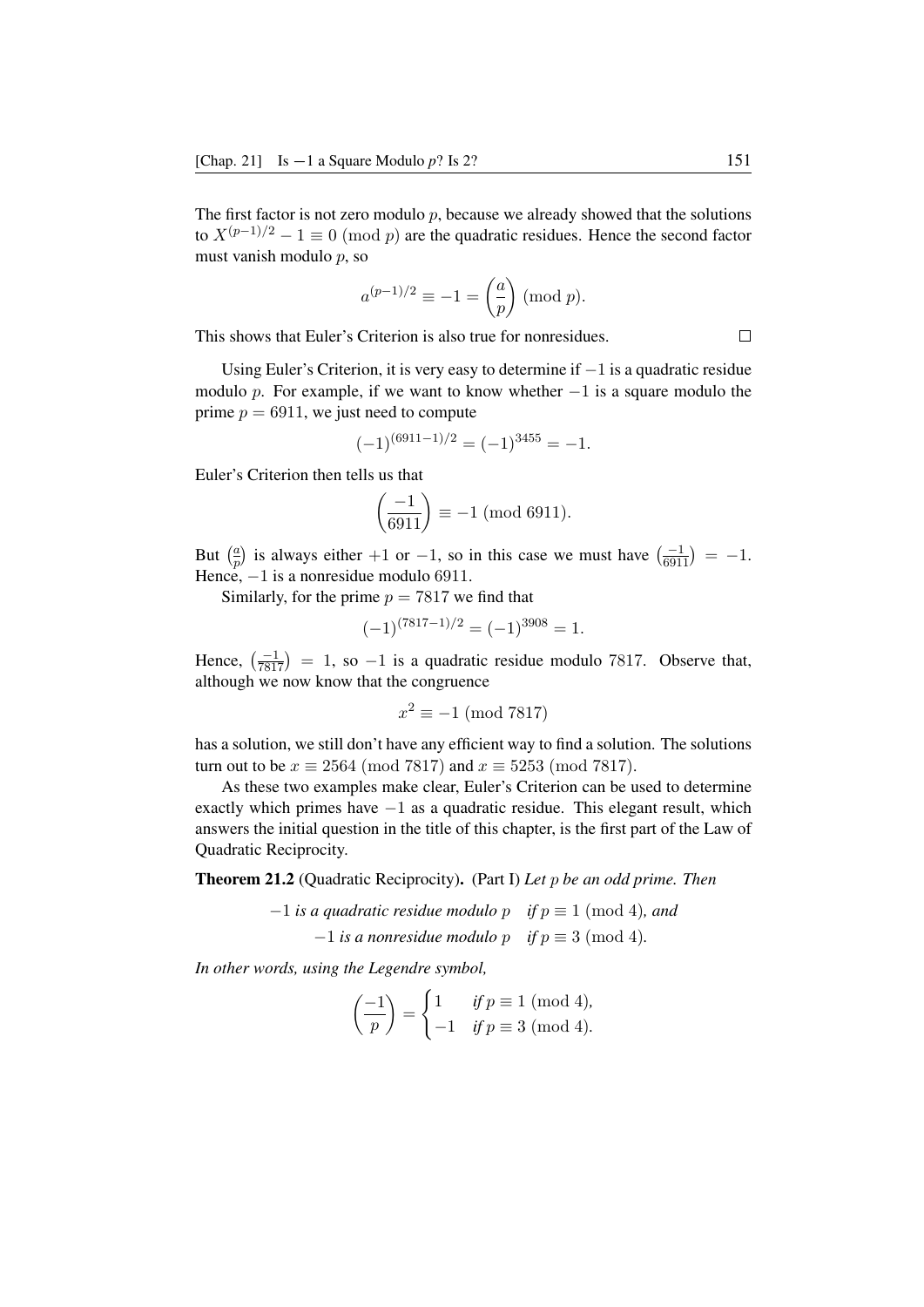The first factor is not zero modulo $p$, because we already showed that the solutions to $X^{(p-1)/2} - 1 \equiv 0 \pmod{p}$ are the quadratic residues. Hence the second factor must vanish modulo $p$, so

$$a^{(p-1)/2} \equiv -1 = \left(\frac{a}{p}\right) \pmod{p}.$$

This shows that Euler's Criterion is also true for nonresidues. □

Using Euler's Criterion, it is very easy to determine if $-1$ is a quadratic residue modulo $p$. For example, if we want to know whether $-1$ is a square modulo the prime $p = 6911$, we just need to compute

$$(-1)^{(6911-1)/2} = (-1)^{3455} = -1.$$

Euler's Criterion then tells us that

$$\left(\frac{-1}{6911}\right) \equiv -1 \pmod{6911}.$$

But $\left(\frac{a}{p}\right)$ is always either $+1$ or $-1$, so in this case we must have $\left(\frac{-1}{6911}\right) = -1$. Hence, $-1$ is a nonresidue modulo $6911$.

Similarly, for the prime $p = 7817$ we find that

$$(-1)^{(7817-1)/2} = (-1)^{3908} = 1.$$

Hence, $\left(\frac{-1}{7817}\right) = 1$, so $-1$ is a quadratic residue modulo $7817$. Observe that, although we now know that the congruence

$$x^2 \equiv -1 \pmod{7817}$$

has a solution, we still don't have any efficient way to find a solution. The solutions turn out to be $x \equiv 2564 \pmod{7817}$ and $x \equiv 5253 \pmod{7817}$.

As these two examples make clear, Euler's Criterion can be used to determine exactly which primes have $-1$ as a quadratic residue. This elegant result, which answers the initial question in the title of this chapter, is the first part of the Law of Quadratic Reciprocity.

**Theorem 21.2** (Quadratic Reciprocity). (Part I) *Let $p$ be an odd prime. Then*

$$-1 \textit{ is a quadratic residue modulo } p \quad \textit{if } p \equiv 1 \pmod{4}\textit{, and}$$
$$-1 \textit{ is a nonresidue modulo } p \quad \textit{if } p \equiv 3 \pmod{4}.$$

*In other words, using the Legendre symbol,*

$$\left(\frac{-1}{p}\right) = \begin{cases} 1 & \textit{if } p \equiv 1 \pmod{4}, \\ -1 & \textit{if } p \equiv 3 \pmod{4}. \end{cases}$$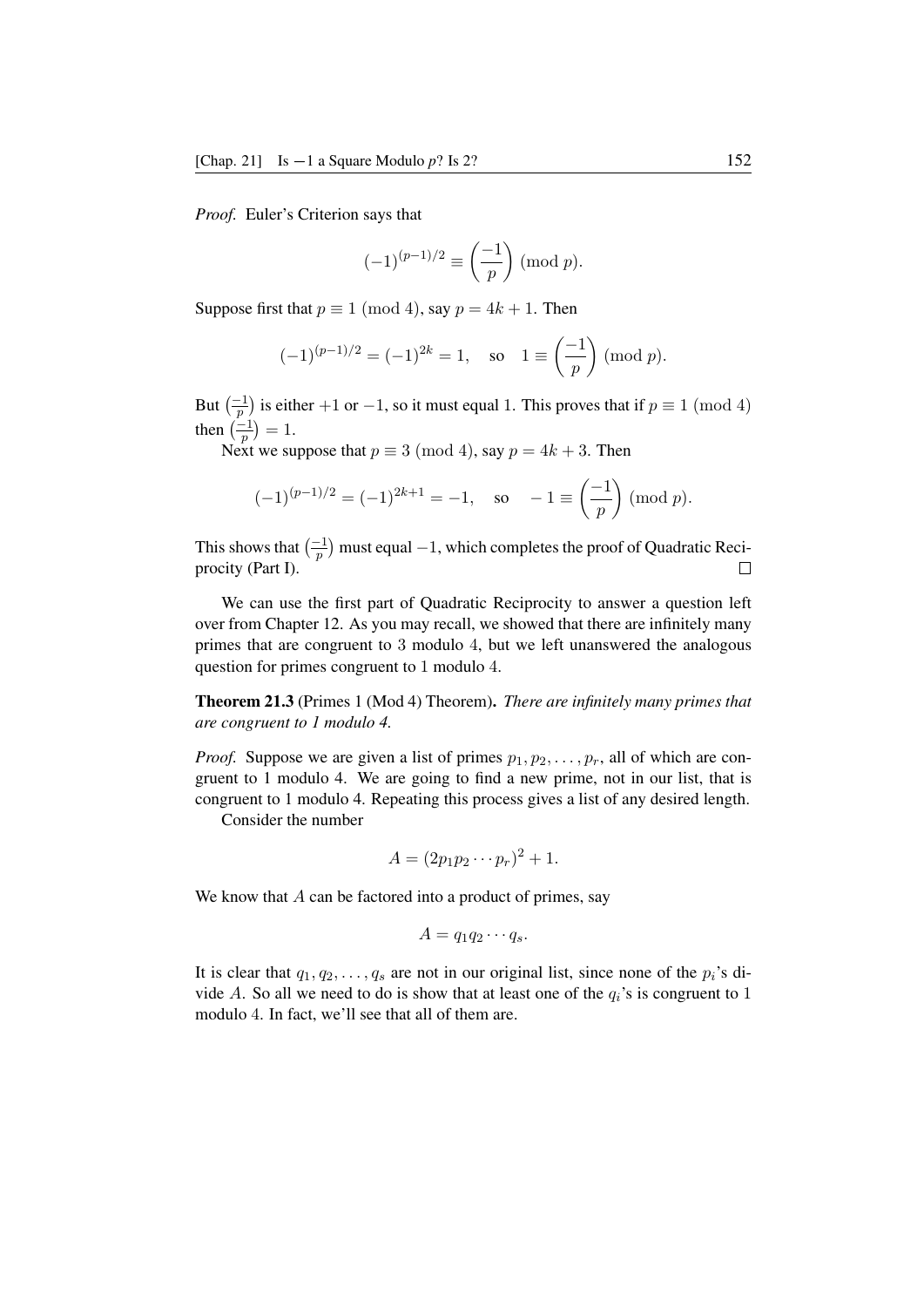*Proof.* Euler's Criterion says that

$$(-1)^{(p-1)/2} \equiv \left(\frac{-1}{p}\right) \pmod{p}.$$

Suppose first that $p \equiv 1 \pmod{4}$, say $p = 4k + 1$. Then

$$(-1)^{(p-1)/2} = (-1)^{2k} = 1, \quad \text{so} \quad 1 \equiv \left(\frac{-1}{p}\right) \pmod{p}.$$

But $\left(\frac{-1}{p}\right)$ is either $+1$ or $-1$, so it must equal $1$. This proves that if $p \equiv 1 \pmod{4}$ then $\left(\frac{-1}{p}\right) = 1$.

Next we suppose that $p \equiv 3 \pmod{4}$, say $p = 4k + 3$. Then

$$(-1)^{(p-1)/2} = (-1)^{2k+1} = -1, \quad \text{so} \quad -1 \equiv \left(\frac{-1}{p}\right) \pmod{p}.$$

This shows that $\left(\frac{-1}{p}\right)$ must equal $-1$, which completes the proof of Quadratic Reciprocity (Part I). $\square$

We can use the first part of Quadratic Reciprocity to answer a question left over from Chapter 12. As you may recall, we showed that there are infinitely many primes that are congruent to $3$ modulo $4$, but we left unanswered the analogous question for primes congruent to $1$ modulo $4$.

**Theorem 21.3** (Primes 1 (Mod 4) Theorem)**.** *There are infinitely many primes that are congruent to 1 modulo 4.*

*Proof.* Suppose we are given a list of primes $p_1, p_2, \ldots, p_r$, all of which are congruent to 1 modulo 4. We are going to find a new prime, not in our list, that is congruent to 1 modulo 4. Repeating this process gives a list of any desired length.

Consider the number

$$A = (2p_1p_2 \cdots p_r)^2 + 1.$$

We know that $A$ can be factored into a product of primes, say

$$A = q_1q_2 \cdots q_s.$$

It is clear that $q_1, q_2, \ldots, q_s$ are not in our original list, since none of the $p_i$'s divide $A$. So all we need to do is show that at least one of the $q_i$'s is congruent to $1$ modulo $4$. In fact, we'll see that all of them are.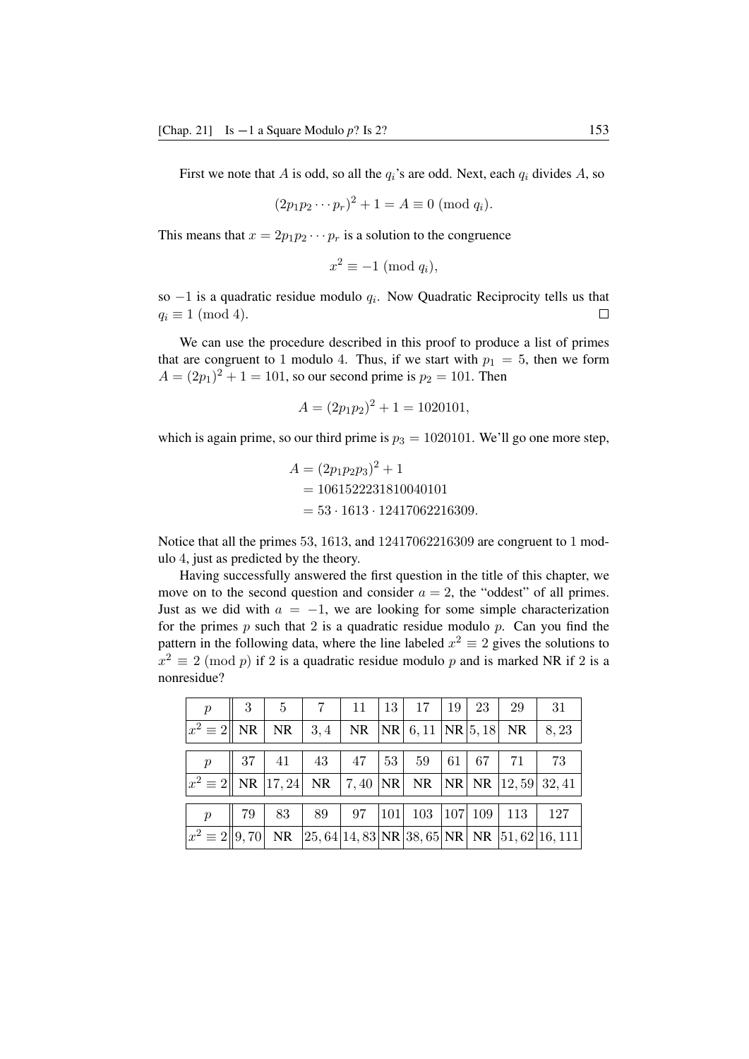First we note that $A$ is odd, so all the $q_i$'s are odd. Next, each $q_i$ divides $A$, so

$$(2p_1p_2 \cdots p_r)^2 + 1 = A \equiv 0 \pmod{q_i}.$$

This means that $x = 2p_1p_2 \cdots p_r$ is a solution to the congruence

$$x^2 \equiv -1 \pmod{q_i},$$

so $-1$ is a quadratic residue modulo $q_i$. Now Quadratic Reciprocity tells us that $q_i \equiv 1 \pmod 4$. $\square$

We can use the procedure described in this proof to produce a list of primes that are congruent to 1 modulo 4. Thus, if we start with $p_1 = 5$, then we form $A = (2p_1)^2 + 1 = 101$, so our second prime is $p_2 = 101$. Then

$$A = (2p_1p_2)^2 + 1 = 1020101,$$

which is again prime, so our third prime is $p_3 = 1020101$. We'll go one more step,

$$\begin{aligned} A &= (2p_1p_2p_3)^2 + 1 \\ &= 1061522231810040101 \\ &= 53 \cdot 1613 \cdot 12417062216309. \end{aligned}$$

Notice that all the primes 53, 1613, and 12417062216309 are congruent to 1 modulo 4, just as predicted by the theory.

Having successfully answered the first question in the title of this chapter, we move on to the second question and consider $a = 2$, the "oddest" of all primes. Just as we did with $a = -1$, we are looking for some simple characterization for the primes $p$ such that 2 is a quadratic residue modulo $p$. Can you find the pattern in the following data, where the line labeled $x^2 \equiv 2$ gives the solutions to $x^2 \equiv 2 \pmod p$ if 2 is a quadratic residue modulo $p$ and is marked NR if 2 is a nonresidue?

| $p$ | 3 | 5 | 7 | 11 | 13 | 17 | 19 | 23 | 29 | 31 |
|---|---|---|---|---|---|---|---|---|---|---|
| $x^2 \equiv 2$ | NR | NR | $3, 4$ | NR | NR | $6, 11$ | NR | $5, 18$ | NR | $8, 23$ |

| $p$ | 37 | 41 | 43 | 47 | 53 | 59 | 61 | 67 | 71 | 73 |
|---|---|---|---|---|---|---|---|---|---|---|
| $x^2 \equiv 2$ | NR | $17, 24$ | NR | $7, 40$ | NR | NR | NR | NR | $12, 59$ | $32, 41$ |

| $p$ | 79 | 83 | 89 | 97 | 101 | 103 | 107 | 109 | 113 | 127 |
|---|---|---|---|---|---|---|---|---|---|---|
| $x^2 \equiv 2$ | $9, 70$ | NR | $25, 64$ | $14, 83$ | NR | $38, 65$ | NR | NR | $51, 62$ | $16, 111$ |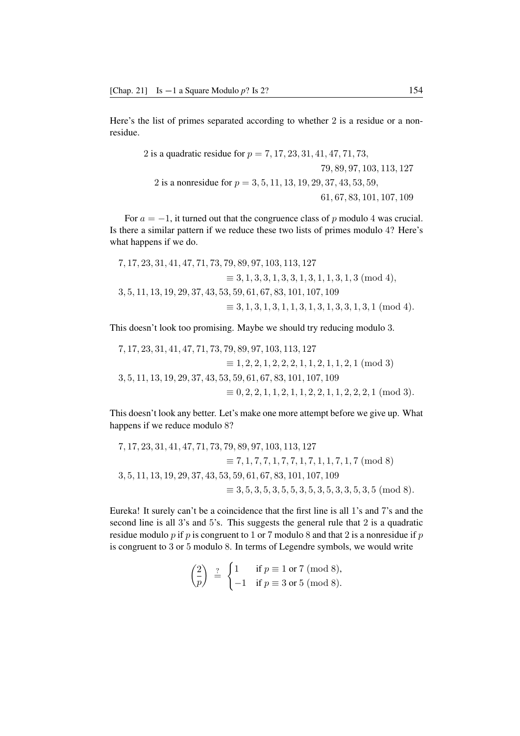Here's the list of primes separated according to whether 2 is a residue or a nonresidue.

$$
\begin{aligned}
&\text{2 is a quadratic residue for } p = 7, 17, 23, 31, 41, 47, 71, 73, \\
&\qquad\qquad\qquad\qquad\qquad\qquad 79, 89, 97, 103, 113, 127 \\
&\text{2 is a nonresidue for } p = 3, 5, 11, 13, 19, 29, 37, 43, 53, 59, \\
&\qquad\qquad\qquad\qquad\qquad\qquad 61, 67, 83, 101, 107, 109
\end{aligned}
$$

For $a = -1$, it turned out that the congruence class of $p$ modulo 4 was crucial. Is there a similar pattern if we reduce these two lists of primes modulo 4? Here's what happens if we do.

$$
\begin{aligned}
&7, 17, 23, 31, 41, 47, 71, 73, 79, 89, 97, 103, 113, 127 \\
&\qquad\qquad\equiv 3, 1, 3, 3, 1, 3, 3, 1, 3, 1, 1, 3, 1, 3 \pmod 4, \\
&3, 5, 11, 13, 19, 29, 37, 43, 53, 59, 61, 67, 83, 101, 107, 109 \\
&\qquad\qquad\equiv 3, 1, 3, 1, 3, 1, 1, 3, 1, 3, 1, 3, 3, 1, 3, 1 \pmod 4.
\end{aligned}
$$

This doesn't look too promising. Maybe we should try reducing modulo 3.

$$
\begin{aligned}
&7, 17, 23, 31, 41, 47, 71, 73, 79, 89, 97, 103, 113, 127 \\
&\qquad\qquad\equiv 1, 2, 2, 1, 2, 2, 2, 1, 1, 2, 1, 1, 2, 1 \pmod 3 \\
&3, 5, 11, 13, 19, 29, 37, 43, 53, 59, 61, 67, 83, 101, 107, 109 \\
&\qquad\qquad\equiv 0, 2, 2, 1, 1, 2, 1, 1, 2, 2, 1, 1, 2, 2, 2, 1 \pmod 3.
\end{aligned}
$$

This doesn't look any better. Let's make one more attempt before we give up. What happens if we reduce modulo 8?

$$
\begin{aligned}
&7, 17, 23, 31, 41, 47, 71, 73, 79, 89, 97, 103, 113, 127 \\
&\qquad\qquad\equiv 7, 1, 7, 7, 1, 7, 7, 1, 7, 1, 1, 7, 1, 7 \pmod 8 \\
&3, 5, 11, 13, 19, 29, 37, 43, 53, 59, 61, 67, 83, 101, 107, 109 \\
&\qquad\qquad\equiv 3, 5, 3, 5, 3, 5, 5, 3, 5, 3, 5, 3, 3, 5, 3, 5 \pmod 8.
\end{aligned}
$$

Eureka! It surely can't be a coincidence that the first line is all 1's and 7's and the second line is all 3's and 5's. This suggests the general rule that 2 is a quadratic residue modulo $p$ if $p$ is congruent to 1 or 7 modulo 8 and that 2 is a nonresidue if $p$ is congruent to 3 or 5 modulo 8. In terms of Legendre symbols, we would write

$$
\left(\frac{2}{p}\right) \stackrel{?}{=} \begin{cases} 1 & \text{if } p \equiv 1 \text{ or } 7 \pmod 8, \\ -1 & \text{if } p \equiv 3 \text{ or } 5 \pmod 8. \end{cases}
$$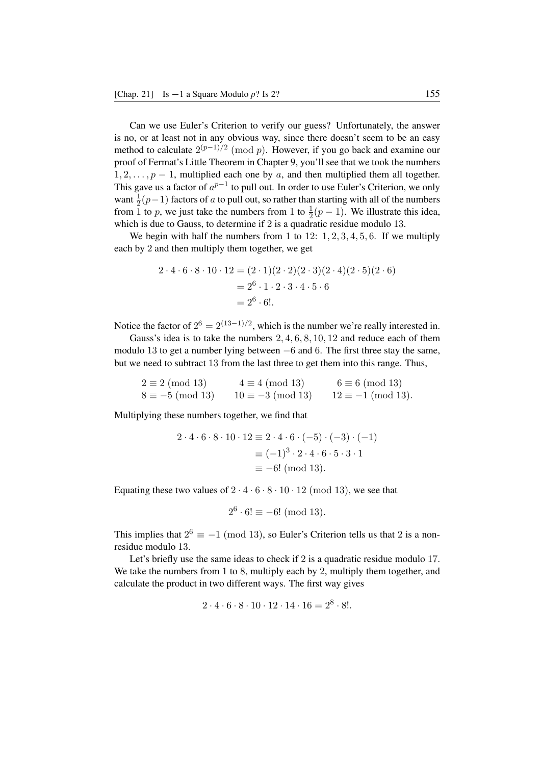Can we use Euler's Criterion to verify our guess? Unfortunately, the answer is no, or at least not in any obvious way, since there doesn't seem to be an easy method to calculate $2^{(p-1)/2} \pmod{p}$. However, if you go back and examine our proof of Fermat's Little Theorem in Chapter 9, you'll see that we took the numbers $1, 2, \ldots, p-1$, multiplied each one by $a$, and then multiplied them all together. This gave us a factor of $a^{p-1}$ to pull out. In order to use Euler's Criterion, we only want $\frac{1}{2}(p-1)$ factors of $a$ to pull out, so rather than starting with all of the numbers from 1 to $p$, we just take the numbers from 1 to $\frac{1}{2}(p-1)$. We illustrate this idea, which is due to Gauss, to determine if 2 is a quadratic residue modulo 13.

We begin with half the numbers from 1 to 12: $1, 2, 3, 4, 5, 6$. If we multiply each by 2 and then multiply them together, we get

$$\begin{aligned} 2 \cdot 4 \cdot 6 \cdot 8 \cdot 10 \cdot 12 &= (2 \cdot 1)(2 \cdot 2)(2 \cdot 3)(2 \cdot 4)(2 \cdot 5)(2 \cdot 6) \\ &= 2^6 \cdot 1 \cdot 2 \cdot 3 \cdot 4 \cdot 5 \cdot 6 \\ &= 2^6 \cdot 6!. \end{aligned}$$

Notice the factor of $2^6 = 2^{(13-1)/2}$, which is the number we're really interested in.

Gauss's idea is to take the numbers $2, 4, 6, 8, 10, 12$ and reduce each of them modulo 13 to get a number lying between $-6$ and 6. The first three stay the same, but we need to subtract 13 from the last three to get them into this range. Thus,

$$\begin{array}{lll} 2 \equiv 2 \pmod{13} & 4 \equiv 4 \pmod{13} & 6 \equiv 6 \pmod{13} \\ 8 \equiv -5 \pmod{13} & 10 \equiv -3 \pmod{13} & 12 \equiv -1 \pmod{13}. \end{array}$$

Multiplying these numbers together, we find that

$$\begin{aligned} 2 \cdot 4 \cdot 6 \cdot 8 \cdot 10 \cdot 12 &\equiv 2 \cdot 4 \cdot 6 \cdot (-5) \cdot (-3) \cdot (-1) \\ &\equiv (-1)^3 \cdot 2 \cdot 4 \cdot 6 \cdot 5 \cdot 3 \cdot 1 \\ &\equiv -6! \pmod{13}. \end{aligned}$$

Equating these two values of $2 \cdot 4 \cdot 6 \cdot 8 \cdot 10 \cdot 12 \pmod{13}$, we see that

$$2^6 \cdot 6! \equiv -6! \pmod{13}.$$

This implies that $2^6 \equiv -1 \pmod{13}$, so Euler's Criterion tells us that 2 is a nonresidue modulo 13.

Let's briefly use the same ideas to check if 2 is a quadratic residue modulo 17. We take the numbers from 1 to 8, multiply each by 2, multiply them together, and calculate the product in two different ways. The first way gives

$$2 \cdot 4 \cdot 6 \cdot 8 \cdot 10 \cdot 12 \cdot 14 \cdot 16 = 2^8 \cdot 8!.$$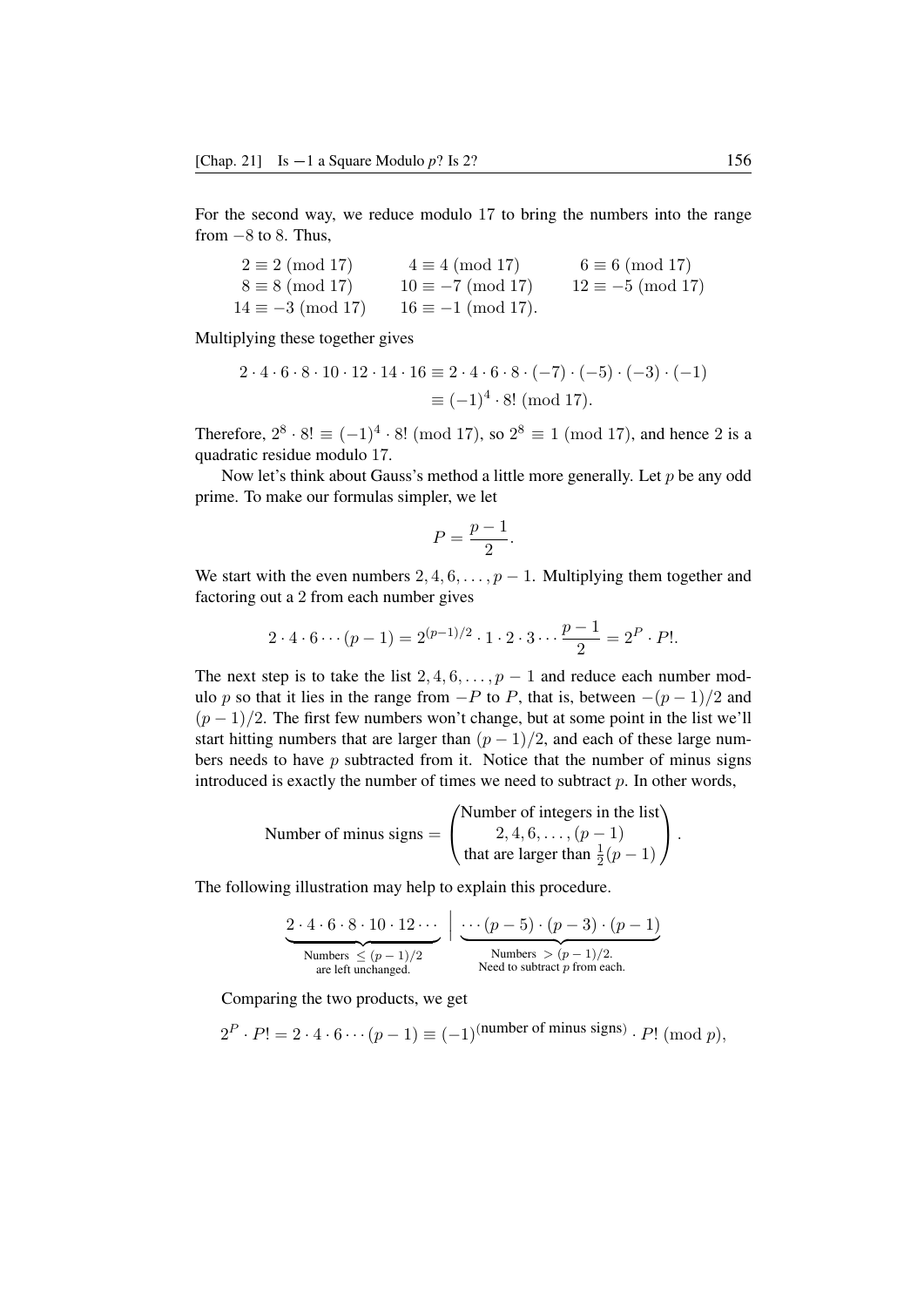For the second way, we reduce modulo 17 to bring the numbers into the range from $-8$ to $8$. Thus,

$$
\begin{array}{lll}
2 \equiv 2 \pmod{17} & 4 \equiv 4 \pmod{17} & 6 \equiv 6 \pmod{17} \\
8 \equiv 8 \pmod{17} & 10 \equiv -7 \pmod{17} & 12 \equiv -5 \pmod{17} \\
14 \equiv -3 \pmod{17} & 16 \equiv -1 \pmod{17}. &
\end{array}
$$

Multiplying these together gives

$$
\begin{aligned}
2 \cdot 4 \cdot 6 \cdot 8 \cdot 10 \cdot 12 \cdot 14 \cdot 16 &\equiv 2 \cdot 4 \cdot 6 \cdot 8 \cdot (-7) \cdot (-5) \cdot (-3) \cdot (-1) \\
&\equiv (-1)^4 \cdot 8! \pmod{17}.
\end{aligned}
$$

Therefore, $2^8 \cdot 8! \equiv (-1)^4 \cdot 8! \pmod{17}$, so $2^8 \equiv 1 \pmod{17}$, and hence 2 is a quadratic residue modulo 17.

Now let's think about Gauss's method a little more generally. Let $p$ be any odd prime. To make our formulas simpler, we let

$$
P = \frac{p-1}{2}.
$$

We start with the even numbers $2, 4, 6, \ldots, p-1$. Multiplying them together and factoring out a 2 from each number gives

$$
2 \cdot 4 \cdot 6 \cdots (p-1) = 2^{(p-1)/2} \cdot 1 \cdot 2 \cdot 3 \cdots \frac{p-1}{2} = 2^P \cdot P!.
$$

The next step is to take the list $2, 4, 6, \ldots, p-1$ and reduce each number modulo $p$ so that it lies in the range from $-P$ to $P$, that is, between $-(p-1)/2$ and $(p-1)/2$. The first few numbers won't change, but at some point in the list we'll start hitting numbers that are larger than $(p-1)/2$, and each of these large numbers needs to have $p$ subtracted from it. Notice that the number of minus signs introduced is exactly the number of times we need to subtract $p$. In other words,

$$
\text{Number of minus signs} = \begin{pmatrix} \text{Number of integers in the list} \\ 2, 4, 6, \ldots, (p-1) \\ \text{that are larger than } \frac{1}{2}(p-1) \end{pmatrix}.
$$

The following illustration may help to explain this procedure.

$$
\underbrace{2 \cdot 4 \cdot 6 \cdot 8 \cdot 10 \cdot 12 \cdots}_{\substack{\text{Numbers } \leq (p-1)/2 \\ \text{are left unchanged.}}} \;\Big|\; \underbrace{\cdots (p-5) \cdot (p-3) \cdot (p-1)}_{\substack{\text{Numbers } > (p-1)/2. \\ \text{Need to subtract } p \text{ from each.}}}
$$

Comparing the two products, we get

$$
2^P \cdot P! = 2 \cdot 4 \cdot 6 \cdots (p-1) \equiv (-1)^{(\text{number of minus signs})} \cdot P! \pmod{p},
$$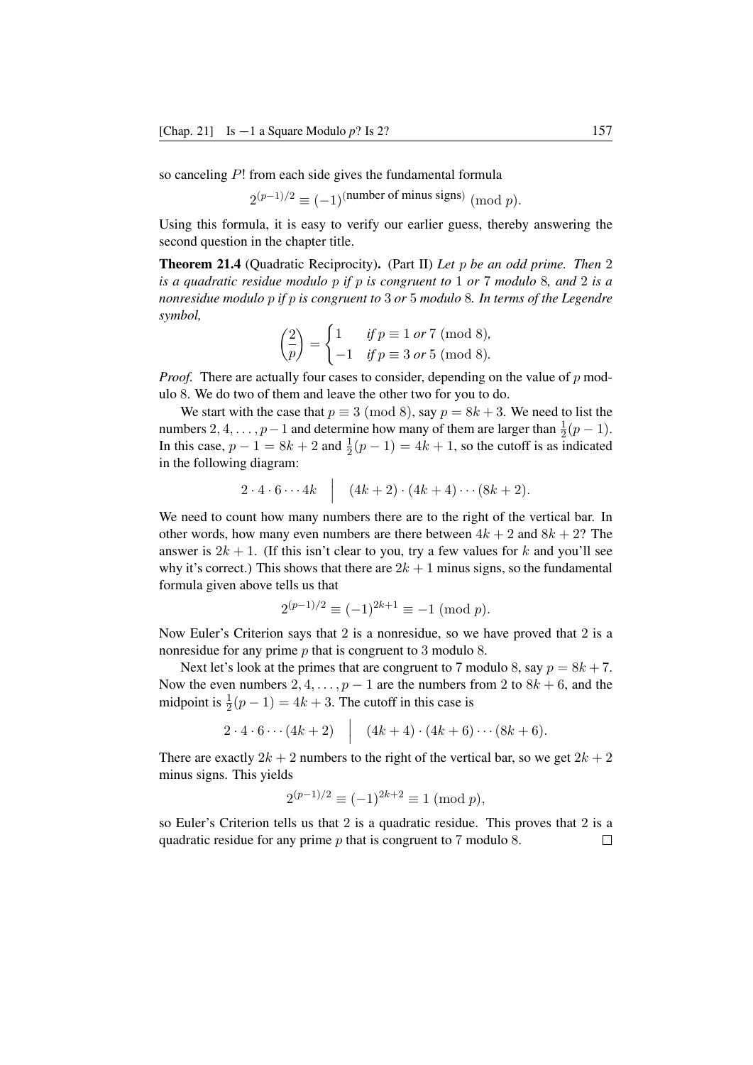so canceling $P!$ from each side gives the fundamental formula

$$2^{(p-1)/2} \equiv (-1)^{(\text{number of minus signs})} \pmod{p}.$$

Using this formula, it is easy to verify our earlier guess, thereby answering the second question in the chapter title.

**Theorem 21.4** (Quadratic Reciprocity). (Part II) *Let $p$ be an odd prime. Then 2 is a quadratic residue modulo $p$ if $p$ is congruent to 1 or 7 modulo 8, and 2 is a nonresidue modulo $p$ if $p$ is congruent to 3 or 5 modulo 8. In terms of the Legendre symbol,*

$$\left(\frac{2}{p}\right) = \begin{cases} 1 & \text{if } p \equiv 1 \text{ or } 7 \pmod{8}, \\ -1 & \text{if } p \equiv 3 \text{ or } 5 \pmod{8}. \end{cases}$$

*Proof.* There are actually four cases to consider, depending on the value of $p$ modulo 8. We do two of them and leave the other two for you to do.

We start with the case that $p \equiv 3 \pmod{8}$, say $p = 8k + 3$. We need to list the numbers $2, 4, \ldots, p-1$ and determine how many of them are larger than $\frac{1}{2}(p-1)$. In this case, $p - 1 = 8k + 2$ and $\frac{1}{2}(p-1) = 4k + 1$, so the cutoff is as indicated in the following diagram:

$$2 \cdot 4 \cdot 6 \cdots 4k \quad \Big| \quad (4k+2) \cdot (4k+4) \cdots (8k+2).$$

We need to count how many numbers there are to the right of the vertical bar. In other words, how many even numbers are there between $4k + 2$ and $8k + 2$? The answer is $2k + 1$. (If this isn't clear to you, try a few values for $k$ and you'll see why it's correct.) This shows that there are $2k + 1$ minus signs, so the fundamental formula given above tells us that

$$2^{(p-1)/2} \equiv (-1)^{2k+1} \equiv -1 \pmod{p}.$$

Now Euler's Criterion says that 2 is a nonresidue, so we have proved that 2 is a nonresidue for any prime $p$ that is congruent to 3 modulo 8.

Next let's look at the primes that are congruent to 7 modulo 8, say $p = 8k + 7$. Now the even numbers $2, 4, \ldots, p-1$ are the numbers from 2 to $8k + 6$, and the midpoint is $\frac{1}{2}(p-1) = 4k + 3$. The cutoff in this case is

$$2 \cdot 4 \cdot 6 \cdots (4k+2) \quad \Big| \quad (4k+4) \cdot (4k+6) \cdots (8k+6).$$

There are exactly $2k + 2$ numbers to the right of the vertical bar, so we get $2k + 2$ minus signs. This yields

$$2^{(p-1)/2} \equiv (-1)^{2k+2} \equiv 1 \pmod{p},$$

so Euler's Criterion tells us that 2 is a quadratic residue. This proves that 2 is a quadratic residue for any prime $p$ that is congruent to 7 modulo 8. □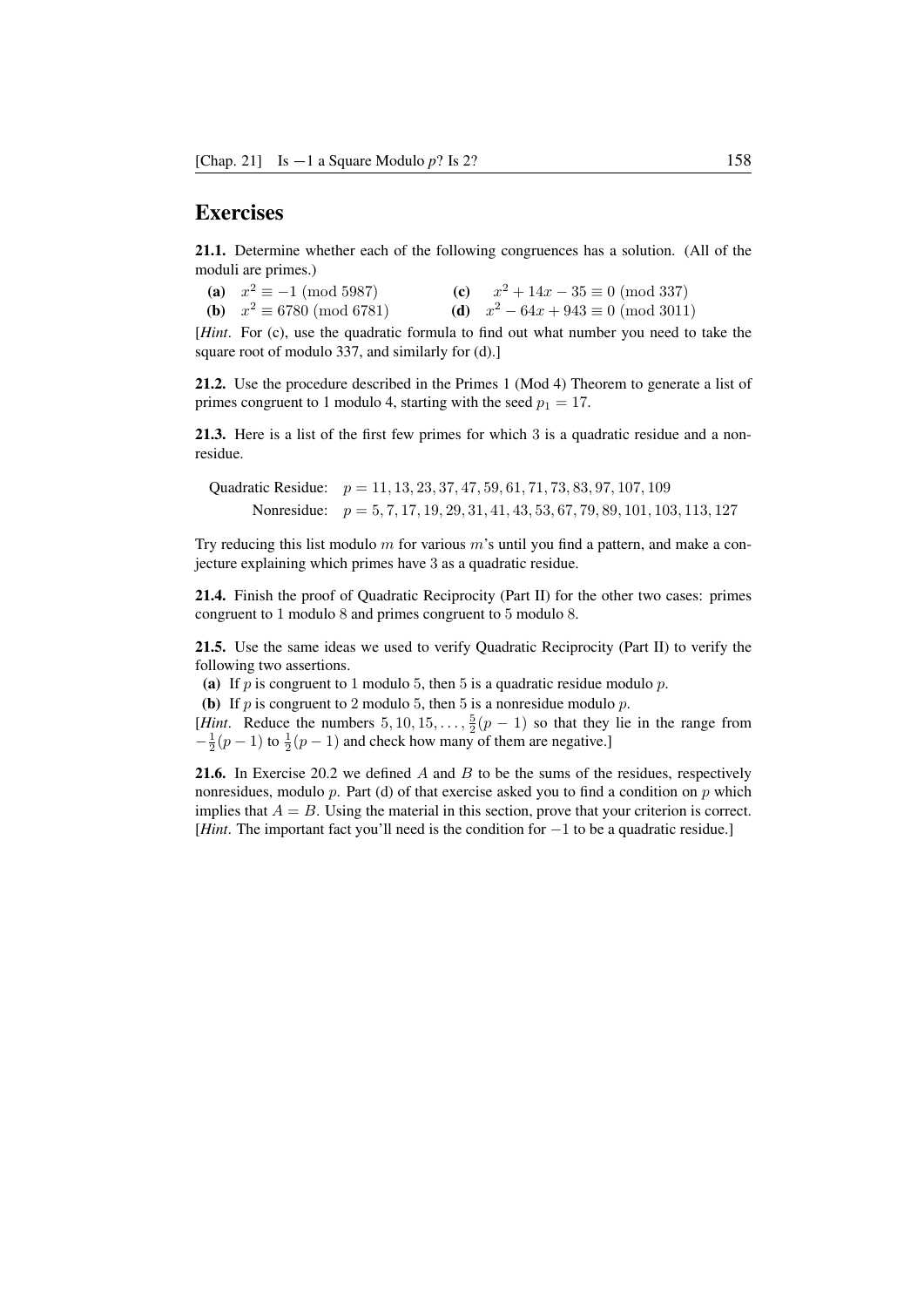## Exercises

**21.1.** Determine whether each of the following congruences has a solution. (All of the moduli are primes.)

**(a)** $x^2 \equiv -1 \pmod{5987}$

**(b)** $x^2 \equiv 6780 \pmod{6781}$

**(c)** $x^2 + 14x - 35 \equiv 0 \pmod{337}$

**(d)** $x^2 - 64x + 943 \equiv 0 \pmod{3011}$

[*Hint*. For (c), use the quadratic formula to find out what number you need to take the square root of modulo 337, and similarly for (d).]

**21.2.** Use the procedure described in the Primes 1 (Mod 4) Theorem to generate a list of primes congruent to 1 modulo 4, starting with the seed $p_1 = 17$.

**21.3.** Here is a list of the first few primes for which 3 is a quadratic residue and a nonresidue.

Quadratic Residue: $p = 11, 13, 23, 37, 47, 59, 61, 71, 73, 83, 97, 107, 109$

Nonresidue: $p = 5, 7, 17, 19, 29, 31, 41, 43, 53, 67, 79, 89, 101, 103, 113, 127$

Try reducing this list modulo $m$ for various $m$'s until you find a pattern, and make a conjecture explaining which primes have 3 as a quadratic residue.

**21.4.** Finish the proof of Quadratic Reciprocity (Part II) for the other two cases: primes congruent to 1 modulo 8 and primes congruent to 5 modulo 8.

**21.5.** Use the same ideas we used to verify Quadratic Reciprocity (Part II) to verify the following two assertions.

**(a)** If $p$ is congruent to 1 modulo 5, then 5 is a quadratic residue modulo $p$.

**(b)** If $p$ is congruent to 2 modulo 5, then 5 is a nonresidue modulo $p$.

[*Hint*. Reduce the numbers $5, 10, 15, \ldots, \frac{5}{2}(p-1)$ so that they lie in the range from $-\frac{1}{2}(p-1)$ to $\frac{1}{2}(p-1)$ and check how many of them are negative.]

**21.6.** In Exercise 20.2 we defined $A$ and $B$ to be the sums of the residues, respectively nonresidues, modulo $p$. Part (d) of that exercise asked you to find a condition on $p$ which implies that $A = B$. Using the material in this section, prove that your criterion is correct. [*Hint*. The important fact you'll need is the condition for $-1$ to be a quadratic residue.]